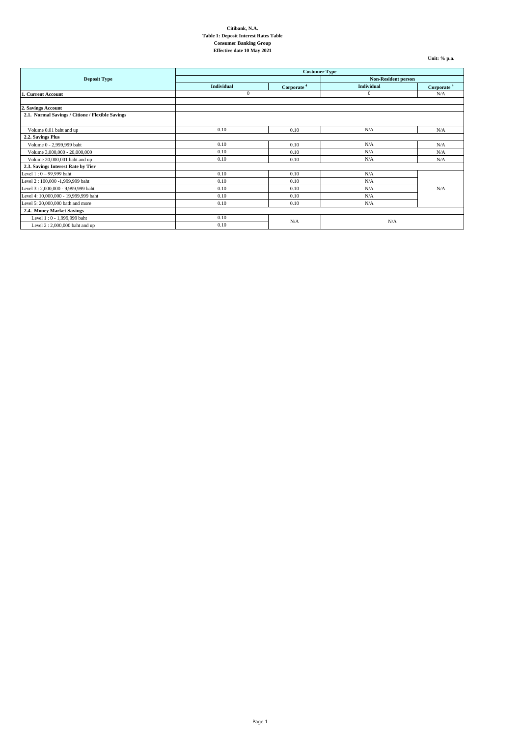**Citibank, N.A.**
**Table 1: Deposit Interest Rates Table**
**Consumer Banking Group**
**Effective date 10 May 2021**

**Unit: % p.a.**

| Deposit Type | Customer Type | | | |
|---|---|---|---|---|
| | | | Non-Resident person | |
| | Individual | Corporate [4] | Individual | Corporate [4] |
| **1. Current Account** | 0 | | 0 | N/A |
| | | | | |
| **2. Savings Account** | | | | |
| **2.1. Normal Savings / Citione / Flexible Savings** | | | | |
| Volume 0.01 baht and up | 0.10 | 0.10 | N/A | N/A |
| **2.2. Savings Plus** | | | | |
| Volume 0 - 2,999,999 baht | 0.10 | 0.10 | N/A | N/A |
| Volume 3,000,000 - 20,000,000 | 0.10 | 0.10 | N/A | N/A |
| Volume 20,000,001 baht and up | 0.10 | 0.10 | N/A | N/A |
| **2.3. Savings Interest Rate by Tier** | | | | |
| Level 1 : 0 – 99,999 baht | 0.10 | 0.10 | N/A | N/A |
| Level 2 : 100,000 -1,999,999 baht | 0.10 | 0.10 | N/A | |
| Level 3 : 2,000,000 - 9,999,999 baht | 0.10 | 0.10 | N/A | |
| Level 4: 10,000,000 - 19,999,999 baht | 0.10 | 0.10 | N/A | |
| Level 5: 20,000,000 bath and more | 0.10 | 0.10 | N/A | |
| **2.4. Money Market Savings** | | | | |
| Level 1 : 0 - 1,999,999 baht | 0.10 | N/A | N/A | |
| Level 2 : 2,000,000 baht and up | 0.10 | | | |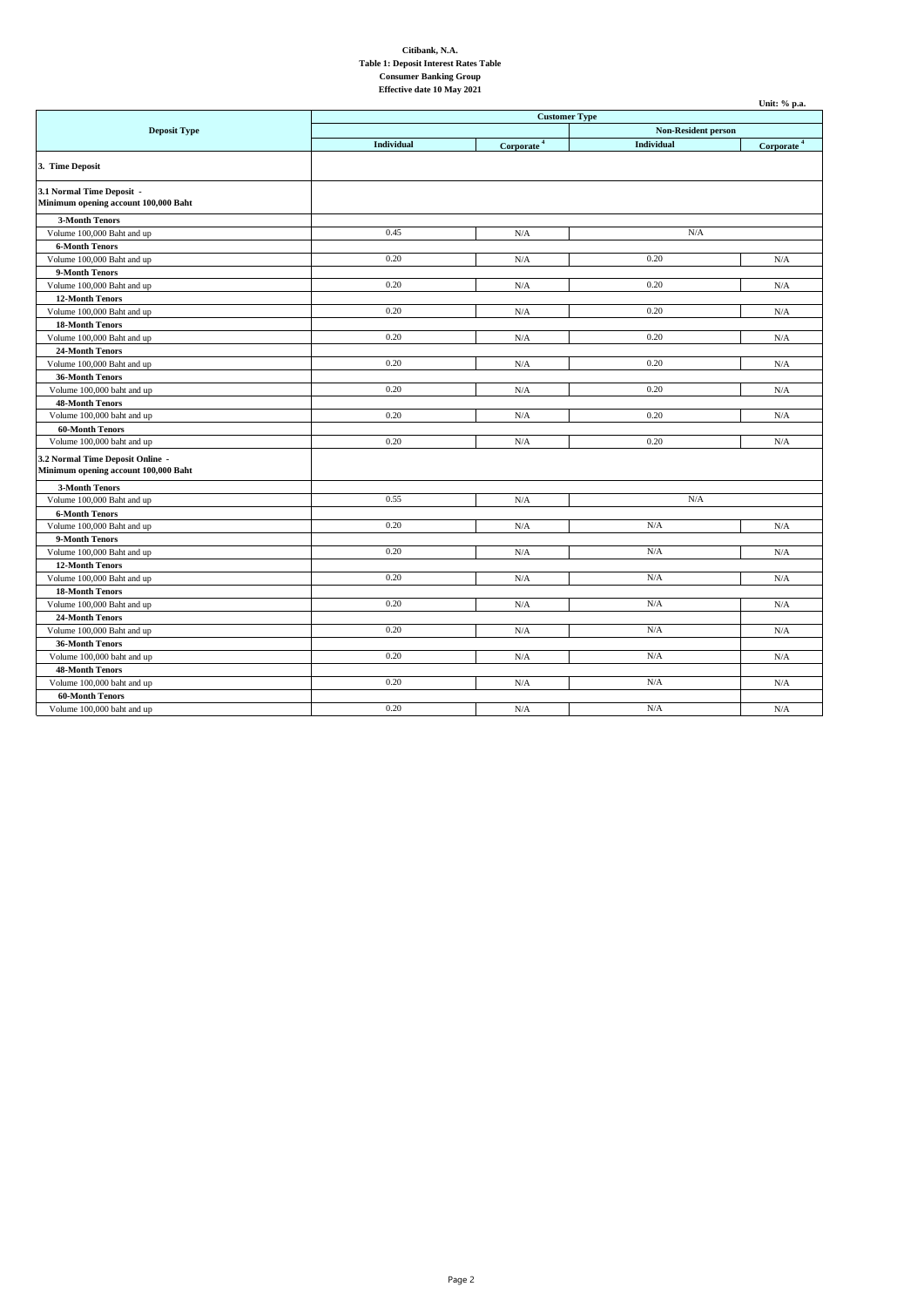**Citibank, N.A.**
**Table 1: Deposit Interest Rates Table**
**Consumer Banking Group**
**Effective date 10 May 2021**

Unit: % p.a.

| Deposit Type | Customer Type | | | |
|---|---|---|---|---|
| | | | Non-Resident person | |
| | Individual | Corporate [4] | Individual | Corporate [4] |
| **3. Time Deposit** | | | | |
| **3.1 Normal Time Deposit - Minimum opening account 100,000 Baht** | | | | |
| **3-Month Tenors** | | | | |
| Volume 100,000 Baht and up | 0.45 | N/A | N/A | |
| **6-Month Tenors** | | | | |
| Volume 100,000 Baht and up | 0.20 | N/A | 0.20 | N/A |
| **9-Month Tenors** | | | | |
| Volume 100,000 Baht and up | 0.20 | N/A | 0.20 | N/A |
| **12-Month Tenors** | | | | |
| Volume 100,000 Baht and up | 0.20 | N/A | 0.20 | N/A |
| **18-Month Tenors** | | | | |
| Volume 100,000 Baht and up | 0.20 | N/A | 0.20 | N/A |
| **24-Month Tenors** | | | | |
| Volume 100,000 Baht and up | 0.20 | N/A | 0.20 | N/A |
| **36-Month Tenors** | | | | |
| Volume 100,000 baht and up | 0.20 | N/A | 0.20 | N/A |
| **48-Month Tenors** | | | | |
| Volume 100,000 baht and up | 0.20 | N/A | 0.20 | N/A |
| **60-Month Tenors** | | | | |
| Volume 100,000 baht and up | 0.20 | N/A | 0.20 | N/A |
| **3.2 Normal Time Deposit Online - Minimum opening account 100,000 Baht** | | | | |
| **3-Month Tenors** | | | | |
| Volume 100,000 Baht and up | 0.55 | N/A | N/A | |
| **6-Month Tenors** | | | | |
| Volume 100,000 Baht and up | 0.20 | N/A | N/A | N/A |
| **9-Month Tenors** | | | | |
| Volume 100,000 Baht and up | 0.20 | N/A | N/A | N/A |
| **12-Month Tenors** | | | | |
| Volume 100,000 Baht and up | 0.20 | N/A | N/A | N/A |
| **18-Month Tenors** | | | | |
| Volume 100,000 Baht and up | 0.20 | N/A | N/A | N/A |
| **24-Month Tenors** | | | | |
| Volume 100,000 Baht and up | 0.20 | N/A | N/A | N/A |
| **36-Month Tenors** | | | | |
| Volume 100,000 baht and up | 0.20 | N/A | N/A | N/A |
| **48-Month Tenors** | | | | |
| Volume 100,000 baht and up | 0.20 | N/A | N/A | N/A |
| **60-Month Tenors** | | | | |
| Volume 100,000 baht and up | 0.20 | N/A | N/A | N/A |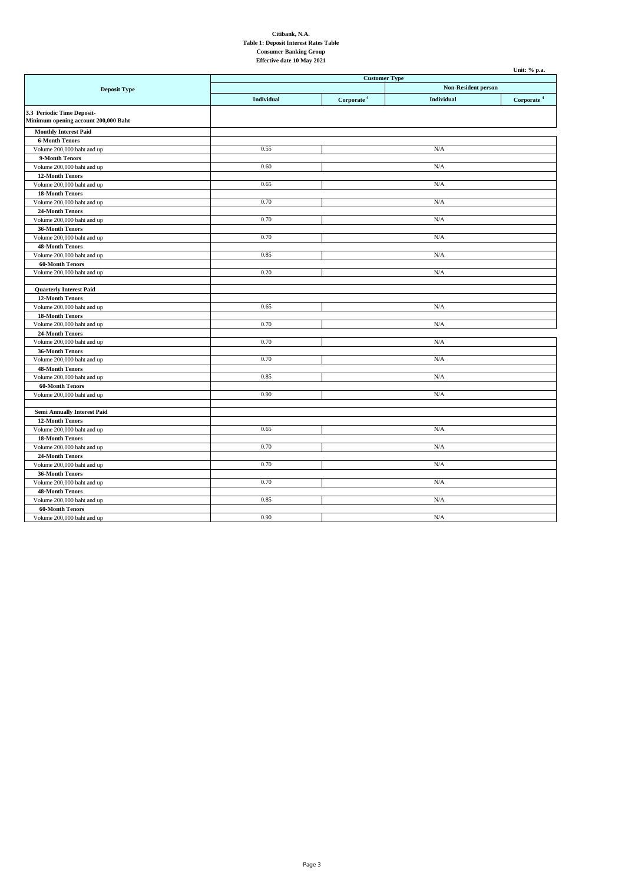**Citibank, N.A.**
**Table 1: Deposit Interest Rates Table**
**Consumer Banking Group**
**Effective date 10 May 2021**

Unit: % p.a.

| Deposit Type | Customer Type | | | |
|---|---|---|---|---|
| | | | Non-Resident person | |
| | Individual | Corporate [4] | Individual | Corporate [4] |
| **3.3 Periodic Time Deposit- Minimum opening account 200,000 Baht** | | | | |
| **Monthly Interest Paid** | | | | |
| **6-Month Tenors** | | | | |
| Volume 200,000 baht and up | 0.55 | N/A | | |
| **9-Month Tenors** | | | | |
| Volume 200,000 baht and up | 0.60 | N/A | | |
| **12-Month Tenors** | | | | |
| Volume 200,000 baht and up | 0.65 | N/A | | |
| **18-Month Tenors** | | | | |
| Volume 200,000 baht and up | 0.70 | N/A | | |
| **24-Month Tenors** | | | | |
| Volume 200,000 baht and up | 0.70 | N/A | | |
| **36-Month Tenors** | | | | |
| Volume 200,000 baht and up | 0.70 | N/A | | |
| **48-Month Tenors** | | | | |
| Volume 200,000 baht and up | 0.85 | N/A | | |
| **60-Month Tenors** | | | | |
| Volume 200,000 baht and up | 0.20 | N/A | | |
| **Quarterly Interest Paid** | | | | |
| **12-Month Tenors** | | | | |
| Volume 200,000 baht and up | 0.65 | N/A | | |
| **18-Month Tenors** | | | | |
| Volume 200,000 baht and up | 0.70 | N/A | | |
| **24-Month Tenors** | | | | |
| Volume 200,000 baht and up | 0.70 | N/A | | |
| **36-Month Tenors** | | | | |
| Volume 200,000 baht and up | 0.70 | N/A | | |
| **48-Month Tenors** | | | | |
| Volume 200,000 baht and up | 0.85 | N/A | | |
| **60-Month Tenors** | | | | |
| Volume 200,000 baht and up | 0.90 | N/A | | |
| **Semi Annually Interest Paid** | | | | |
| **12-Month Tenors** | | | | |
| Volume 200,000 baht and up | 0.65 | N/A | | |
| **18-Month Tenors** | | | | |
| Volume 200,000 baht and up | 0.70 | N/A | | |
| **24-Month Tenors** | | | | |
| Volume 200,000 baht and up | 0.70 | N/A | | |
| **36-Month Tenors** | | | | |
| Volume 200,000 baht and up | 0.70 | N/A | | |
| **48-Month Tenors** | | | | |
| Volume 200,000 baht and up | 0.85 | N/A | | |
| **60-Month Tenors** | | | | |
| Volume 200,000 baht and up | 0.90 | N/A | | |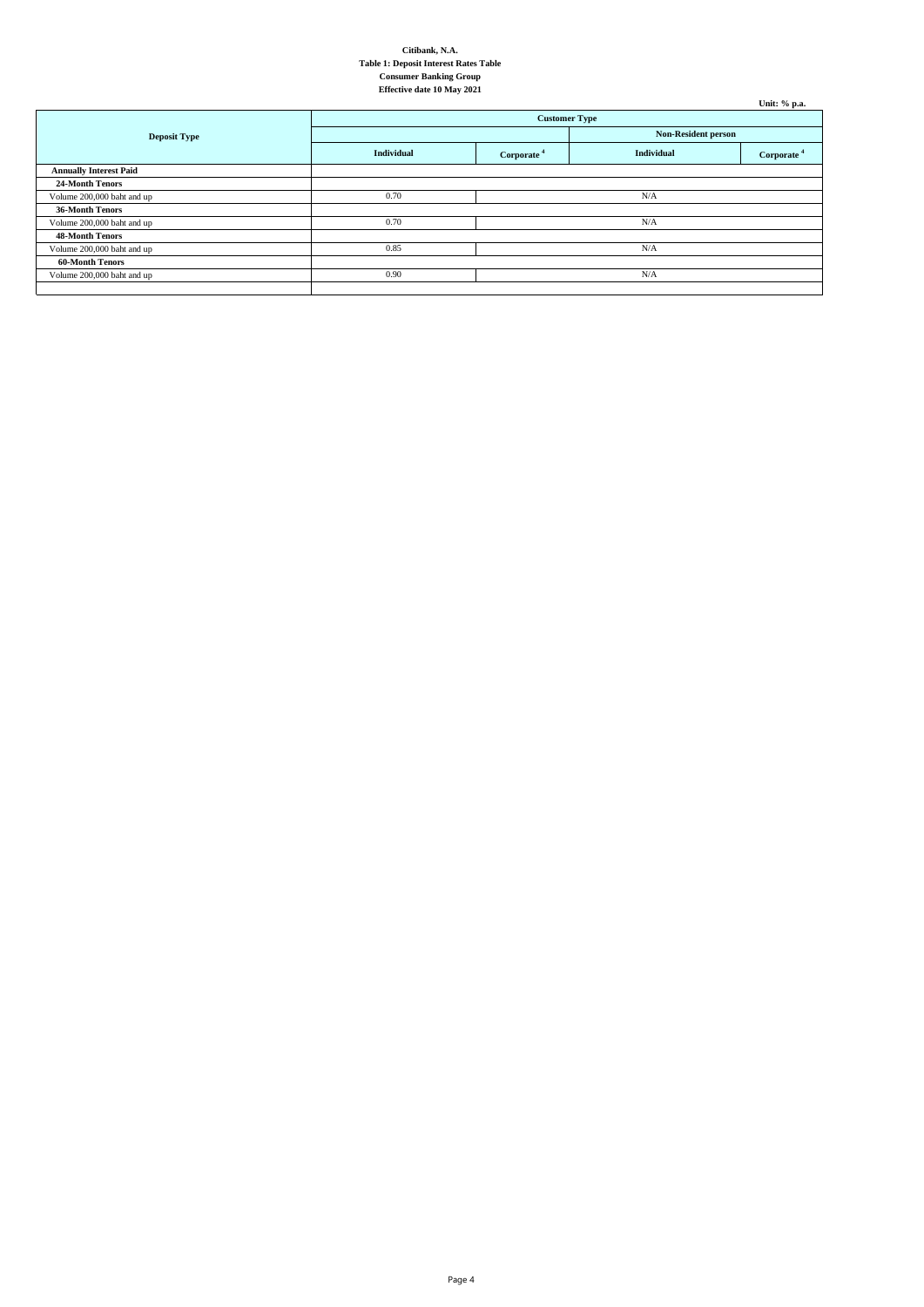**Citibank, N.A.**
**Table 1: Deposit Interest Rates Table**
**Consumer Banking Group**
**Effective date 10 May 2021**

**Unit: % p.a.**

| Deposit Type | Customer Type | | | |
|---|---|---|---|---|
| | | | Non-Resident person | |
| | Individual | Corporate [4] | Individual | Corporate [4] |
| **Annually Interest Paid** | | | | |
| **24-Month Tenors** | | | | |
| Volume 200,000 baht and up | 0.70 | N/A | | |
| **36-Month Tenors** | | | | |
| Volume 200,000 baht and up | 0.70 | N/A | | |
| **48-Month Tenors** | | | | |
| Volume 200,000 baht and up | 0.85 | N/A | | |
| **60-Month Tenors** | | | | |
| Volume 200,000 baht and up | 0.90 | N/A | | |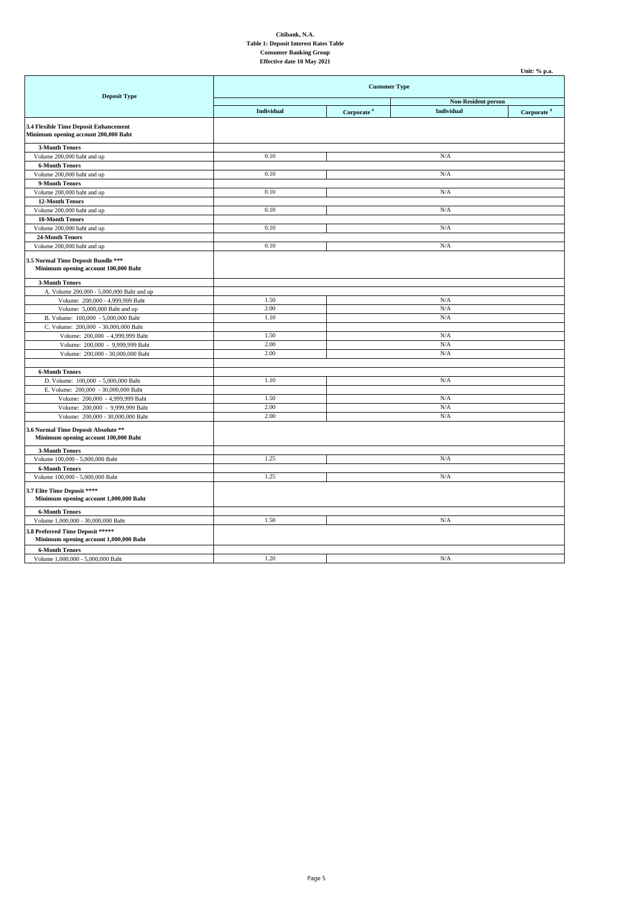**Citibank, N.A.**
**Table 1: Deposit Interest Rates Table**
**Consumer Banking Group**
**Effective date 10 May 2021**

**Unit: % p.a.**

| Deposit Type | Customer Type | | | |
|---|---|---|---|---|
| | | | Non-Resident person | |
| | Individual | Corporate [4] | Individual | Corporate [4] |
| **3.4 Flexible Time Deposit Enhancement Minimum opening account 200,000 Baht** | | | | |
| **3-Month Tenors** | | | | |
| Volume 200,000 baht and up | 0.10 | N/A | | |
| **6-Month Tenors** | | | | |
| Volume 200,000 baht and up | 0.10 | N/A | | |
| **9-Month Tenors** | | | | |
| Volume 200,000 baht and up | 0.10 | N/A | | |
| **12-Month Tenors** | | | | |
| Volume 200,000 baht and up | 0.10 | N/A | | |
| **18-Month Tenors** | | | | |
| Volume 200,000 baht and up | 0.10 | N/A | | |
| **24-Month Tenors** | | | | |
| Volume 200,000 baht and up | 0.10 | N/A | | |
| **3.5 Normal Time Deposit Bundle *** Minimum opening account 100,000 Baht** | | | | |
| **3-Month Tenors** | | | | |
| A. Volume 200,000 - 5,000,000 Baht and up | | | | |
| Volume: 200,000 - 4,999,999 Baht | 1.50 | N/A | | |
| Volume: 5,000,000 Baht and up | 2.00 | N/A | | |
| B. Volume: 100,000 - 5,000,000 Baht | 1.10 | N/A | | |
| C. Volume: 200,000 - 30,000,000 Baht | | | | |
| Volume: 200,000 - 4,999,999 Baht | 1.50 | N/A | | |
| Volume: 200,000 - 9,999,999 Baht | 2.00 | N/A | | |
| Volume: 200,000 - 30,000,000 Baht | 2.00 | N/A | | |
| | | | | |
| **6-Month Tenors** | | | | |
| D. Volume: 100,000 - 5,000,000 Baht | 1.10 | N/A | | |
| E. Volume: 200,000 - 30,000,000 Baht | | | | |
| Volume: 200,000 - 4,999,999 Baht | 1.50 | N/A | | |
| Volume: 200,000 - 9,999,999 Baht | 2.00 | N/A | | |
| Volume: 200,000 - 30,000,000 Baht | 2.00 | N/A | | |
| **3.6 Normal Time Deposit Absolute ** Minimum opening account 100,000 Baht** | | | | |
| **3-Month Tenors** | | | | |
| Volume 100,000 - 5,000,000 Baht | 1.25 | N/A | | |
| **6-Month Tenors** | | | | |
| Volume 100,000 - 5,000,000 Baht | 1.25 | N/A | | |
| **3.7 Elite Time Deposit **** Minimum opening account 1,000,000 Baht** | | | | |
| **6-Month Tenors** | | | | |
| Volume 1,000,000 - 30,000,000 Baht | 1.50 | N/A | | |
| **3.8 Preferred Time Deposit ***** Minimum opening account 1,000,000 Baht** | | | | |
| **6-Month Tenors** | | | | |
| Volume 1,000,000 - 5,000,000 Baht | 1.20 | N/A | | |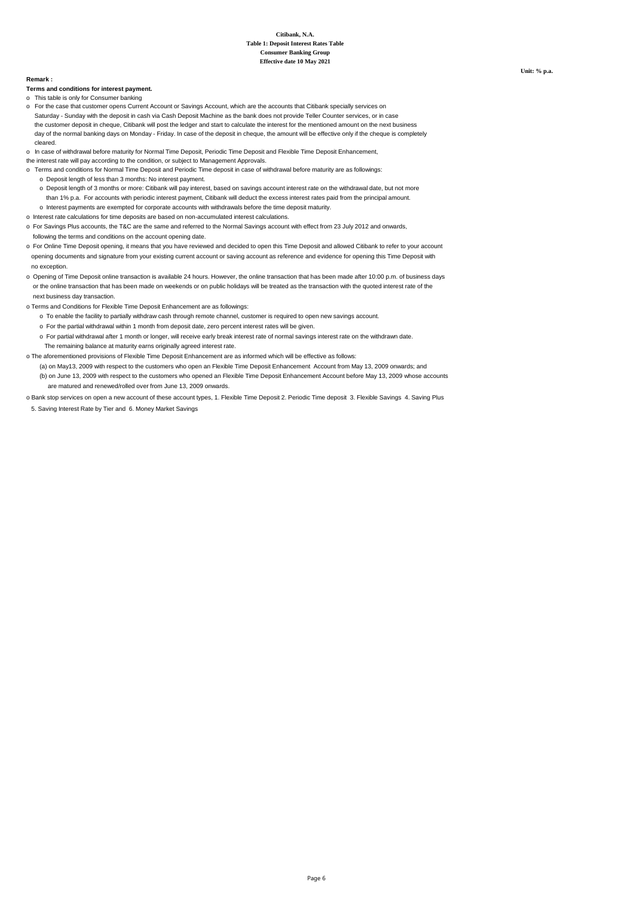**Citibank, N.A.**
**Table 1: Deposit Interest Rates Table**
**Consumer Banking Group**
**Effective date 10 May 2021**

**Unit: % p.a.**

**Remark :**

**Terms and conditions for interest payment.**

- This table is only for Consumer banking
- For the case that customer opens Current Account or Savings Account, which are the accounts that Citibank specially services on Saturday - Sunday with the deposit in cash via Cash Deposit Machine as the bank does not provide Teller Counter services, or in case the customer deposit in cheque, Citibank will post the ledger and start to calculate the interest for the mentioned amount on the next business day of the normal banking days on Monday - Friday. In case of the deposit in cheque, the amount will be effective only if the cheque is completely cleared.
- In case of withdrawal before maturity for Normal Time Deposit, Periodic Time Deposit and Flexible Time Deposit Enhancement, the interest rate will pay according to the condition, or subject to Management Approvals.
- Terms and conditions for Normal Time Deposit and Periodic Time deposit in case of withdrawal before maturity are as followings:
  - Deposit length of less than 3 months: No interest payment.
  - Deposit length of 3 months or more: Citibank will pay interest, based on savings account interest rate on the withdrawal date, but not more than 1% p.a. For accounts with periodic interest payment, Citibank will deduct the excess interest rates paid from the principal amount.
  - Interest payments are exempted for corporate accounts with withdrawals before the time deposit maturity.
- Interest rate calculations for time deposits are based on non-accumulated interest calculations.
- For Savings Plus accounts, the T&C are the same and referred to the Normal Savings account with effect from 23 July 2012 and onwards, following the terms and conditions on the account opening date.
- For Online Time Deposit opening, it means that you have reviewed and decided to open this Time Deposit and allowed Citibank to refer to your account opening documents and signature from your existing current account or saving account as reference and evidence for opening this Time Deposit with no exception.
- Opening of Time Deposit online transaction is available 24 hours. However, the online transaction that has been made after 10:00 p.m. of business days or the online transaction that has been made on weekends or on public holidays will be treated as the transaction with the quoted interest rate of the next business day transaction.
- Terms and Conditions for Flexible Time Deposit Enhancement are as followings:
  - To enable the facility to partially withdraw cash through remote channel, customer is required to open new savings account.
  - For the partial withdrawal within 1 month from deposit date, zero percent interest rates will be given.
  - For partial withdrawal after 1 month or longer, will receive early break interest rate of normal savings interest rate on the withdrawn date. The remaining balance at maturity earns originally agreed interest rate.
- The aforementioned provisions of Flexible Time Deposit Enhancement are as informed which will be effective as follows:
  - (a) on May13, 2009 with respect to the customers who open an Flexible Time Deposit Enhancement Account from May 13, 2009 onwards; and
  - (b) on June 13, 2009 with respect to the customers who opened an Flexible Time Deposit Enhancement Account before May 13, 2009 whose accounts are matured and renewed/rolled over from June 13, 2009 onwards.
- Bank stop services on open a new account of these account types, 1. Flexible Time Deposit 2. Periodic Time deposit 3. Flexible Savings 4. Saving Plus 5. Saving Interest Rate by Tier and 6. Money Market Savings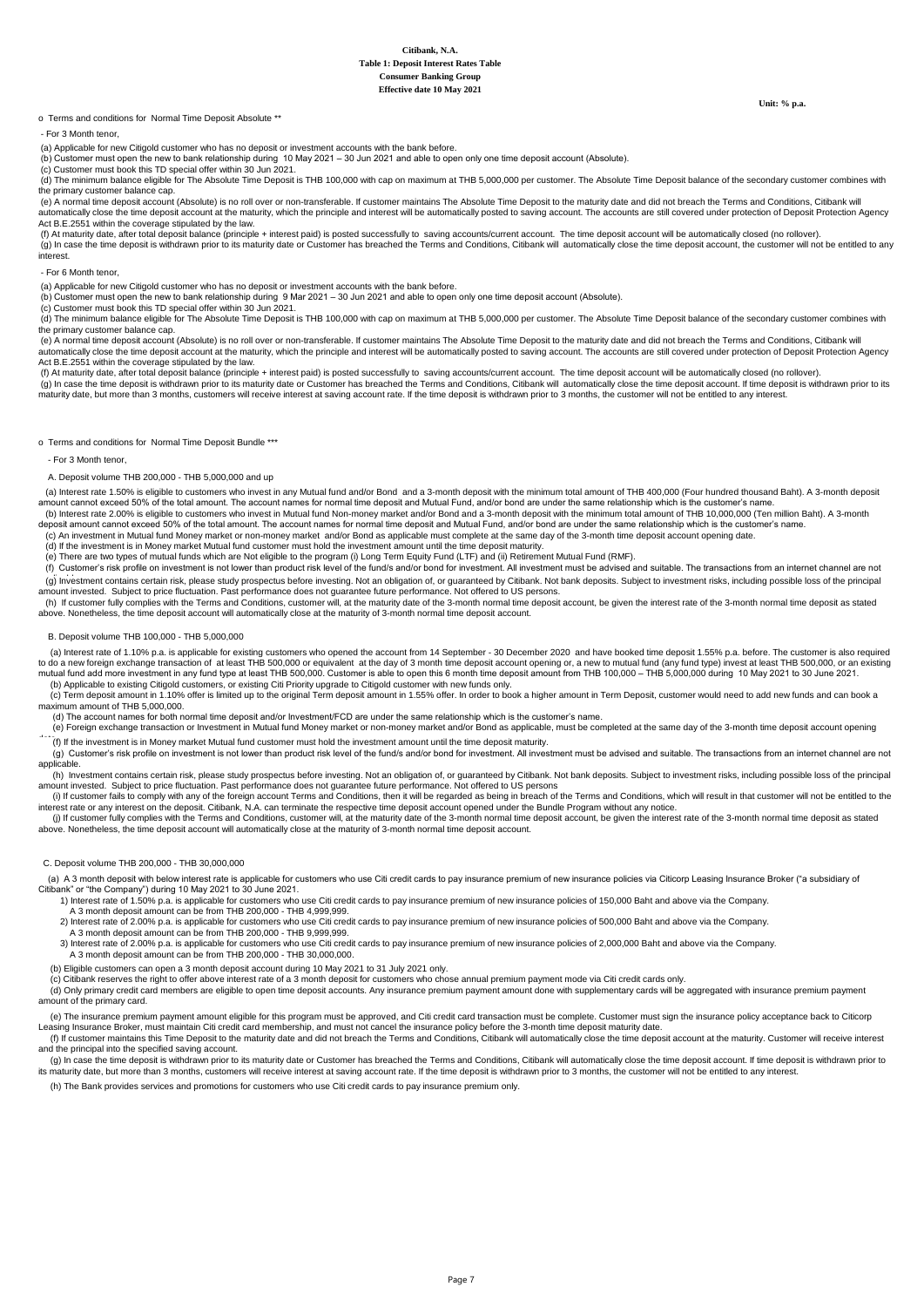**Citibank, N.A.**
**Table 1: Deposit Interest Rates Table**
**Consumer Banking Group**
**Effective date 10 May 2021**

**Unit: % p.a.**

o Terms and conditions for Normal Time Deposit Absolute **

- For 3 Month tenor,

(a) Applicable for new Citigold customer who has no deposit or investment accounts with the bank before.
(b) Customer must open the new to bank relationship during 10 May 2021 – 30 Jun 2021 and able to open only one time deposit account (Absolute).
(c) Customer must book this TD special offer within 30 Jun 2021.
(d) The minimum balance eligible for The Absolute Time Deposit is THB 100,000 with cap on maximum at THB 5,000,000 per customer. The Absolute Time Deposit balance of the secondary customer combines with the primary customer balance cap.
(e) A normal time deposit account (Absolute) is no roll over or non-transferable. If customer maintains The Absolute Time Deposit to the maturity date and did not breach the Terms and Conditions, Citibank will automatically close the time deposit account at the maturity, which the principle and interest will be automatically posted to saving account. The accounts are still covered under protection of Deposit Protection Agency Act B.E.2551 within the coverage stipulated by the law.
(f) At maturity date, after total deposit balance (principle + interest paid) is posted successfully to saving accounts/current account. The time deposit account will be automatically closed (no rollover).
(g) In case the time deposit is withdrawn prior to its maturity date or Customer has breached the Terms and Conditions, Citibank will automatically close the time deposit account, the customer will not be entitled to any interest.

- For 6 Month tenor,

(a) Applicable for new Citigold customer who has no deposit or investment accounts with the bank before.
(b) Customer must open the new to bank relationship during 9 Mar 2021 – 30 Jun 2021 and able to open only one time deposit account (Absolute).
(c) Customer must book this TD special offer within 30 Jun 2021.
(d) The minimum balance eligible for The Absolute Time Deposit is THB 100,000 with cap on maximum at THB 5,000,000 per customer. The Absolute Time Deposit balance of the secondary customer combines with the primary customer balance cap.
(e) A normal time deposit account (Absolute) is no roll over or non-transferable. If customer maintains The Absolute Time Deposit to the maturity date and did not breach the Terms and Conditions, Citibank will automatically close the time deposit account at the maturity, which the principle and interest will be automatically posted to saving account. The accounts are still covered under protection of Deposit Protection Agency Act B.E.2551 within the coverage stipulated by the law.
(f) At maturity date, after total deposit balance (principle + interest paid) is posted successfully to saving accounts/current account. The time deposit account will be automatically closed (no rollover).
(g) In case the time deposit is withdrawn prior to its maturity date or Customer has breached the Terms and Conditions, Citibank will automatically close the time deposit account. If time deposit is withdrawn prior to its maturity date, but more than 3 months, customers will receive interest at saving account rate. If the time deposit is withdrawn prior to 3 months, the customer will not be entitled to any interest.

o Terms and conditions for Normal Time Deposit Bundle ***

- For 3 Month tenor,

A. Deposit volume THB 200,000 - THB 5,000,000 and up

(a) Interest rate 1.50% is eligible to customers who invest in any Mutual fund and/or Bond and a 3-month deposit with the minimum total amount of THB 400,000 (Four hundred thousand Baht). A 3-month deposit amount cannot exceed 50% of the total amount. The account names for normal time deposit and Mutual Fund, and/or bond are under the same relationship which is the customer's name.
(b) Interest rate 2.00% is eligible to customers who invest in Mutual fund Non-money market and/or Bond and a 3-month deposit with the minimum total amount of THB 10,000,000 (Ten million Baht). A 3-month deposit amount cannot exceed 50% of the total amount. The account names for normal time deposit and Mutual Fund, and/or bond are under the same relationship which is the customer's name.
(c) An investment in Mutual fund Money market or non-money market and/or Bond as applicable must complete at the same day of the 3-month time deposit account opening date.
(d) If the investment is in Money market Mutual fund customer must hold the investment amount until the time deposit maturity.
(e) There are two types of mutual funds which are Not eligible to the program (i) Long Term Equity Fund (LTF) and (ii) Retirement Mutual Fund (RMF).
(f) Customer's risk profile on investment is not lower than product risk level of the fund/s and/or bond for investment. All investment must be advised and suitable. The transactions from an internet channel are not applicable.
(g) Investment contains certain risk, please study prospectus before investing. Not an obligation of, or guaranteed by Citibank. Not bank deposits. Subject to investment risks, including possible loss of the principal amount invested. Subject to price fluctuation. Past performance does not guarantee future performance. Not offered to US persons.
(h) If customer fully complies with the Terms and Conditions, customer will, at the maturity date of the 3-month normal time deposit account, be given the interest rate of the 3-month normal time deposit as stated above. Nonetheless, the time deposit account will automatically close at the maturity of 3-month normal time deposit account.

B. Deposit volume THB 100,000 - THB 5,000,000

(a) Interest rate of 1.10% p.a. is applicable for existing customers who opened the account from 14 September - 30 December 2020 and have booked time deposit 1.55% p.a. before. The customer is also required to do a new foreign exchange transaction of at least THB 500,000 or equivalent at the day of 3 month time deposit account opening or, a new to mutual fund (any fund type) invest at least THB 500,000, or an existing mutual fund add more investment in any fund type at least THB 500,000. Customer is able to open this 6 month time deposit amount from THB 100,000 – THB 5,000,000 during 10 May 2021 to 30 June 2021.
(b) Applicable to existing Citigold customers, or existing Citi Priority upgrade to Citigold customer with new funds only.
(c) Term deposit amount in 1.10% offer is limited up to the original Term deposit amount in 1.55% offer. In order to book a higher amount in Term Deposit, customer would need to add new funds and can book a maximum amount of THB 5,000,000.
(d) The account names for both normal time deposit and/or Investment/FCD are under the same relationship which is the customer's name.
(e) Foreign exchange transaction or Investment in Mutual fund Money market or non-money market and/or Bond as applicable, must be completed at the same day of the 3-month time deposit account opening date.
(f) If the investment is in Money market Mutual fund customer must hold the investment amount until the time deposit maturity.
(g) Customer's risk profile on investment is not lower than product risk level of the fund/s and/or bond for investment. All investment must be advised and suitable. The transactions from an internet channel are not applicable.
(h) Investment contains certain risk, please study prospectus before investing. Not an obligation of, or guaranteed by Citibank. Not bank deposits. Subject to investment risks, including possible loss of the principal amount invested. Subject to price fluctuation. Past performance does not guarantee future performance. Not offered to US persons
(i) If customer fails to comply with any of the foreign account Terms and Conditions, then it will be regarded as being in breach of the Terms and Conditions, which will result in that customer will not be entitled to the interest rate or any interest on the deposit. Citibank, N.A. can terminate the respective time deposit account opened under the Bundle Program without any notice.
(j) If customer fully complies with the Terms and Conditions, customer will, at the maturity date of the 3-month normal time deposit account, be given the interest rate of the 3-month normal time deposit as stated above. Nonetheless, the time deposit account will automatically close at the maturity of 3-month normal time deposit account.

C. Deposit volume THB 200,000 - THB 30,000,000

(a) A 3 month deposit with below interest rate is applicable for customers who use Citi credit cards to pay insurance premium of new insurance policies via Citicorp Leasing Insurance Broker ("a subsidiary of Citibank" or "the Company") during 10 May 2021 to 30 June 2021.
1) Interest rate of 1.50% p.a. is applicable for customers who use Citi credit cards to pay insurance premium of new insurance policies of 150,000 Baht and above via the Company.
A 3 month deposit amount can be from THB 200,000 - THB 4,999,999.
2) Interest rate of 2.00% p.a. is applicable for customers who use Citi credit cards to pay insurance premium of new insurance policies of 500,000 Baht and above via the Company.
A 3 month deposit amount can be from THB 200,000 - THB 9,999,999.
3) Interest rate of 2.00% p.a. is applicable for customers who use Citi credit cards to pay insurance premium of new insurance policies of 2,000,000 Baht and above via the Company.
A 3 month deposit amount can be from THB 200,000 - THB 30,000,000.
(b) Eligible customers can open a 3 month deposit account during 10 May 2021 to 31 July 2021 only.
(c) Citibank reserves the right to offer above interest rate of a 3 month deposit for customers who chose annual premium payment mode via Citi credit cards only.
(d) Only primary credit card members are eligible to open time deposit accounts. Any insurance premium payment amount done with supplementary cards will be aggregated with insurance premium payment amount of the primary card.
(e) The insurance premium payment amount eligible for this program must be approved, and Citi credit card transaction must be complete. Customer must sign the insurance policy acceptance back to Citicorp Leasing Insurance Broker, must maintain Citi credit card membership, and must not cancel the insurance policy before the 3-month time deposit maturity date.
(f) If customer maintains this Time Deposit to the maturity date and did not breach the Terms and Conditions, Citibank will automatically close the time deposit account at the maturity. Customer will receive interest and the principal into the specified saving account.
(g) In case the time deposit is withdrawn prior to its maturity date or Customer has breached the Terms and Conditions, Citibank will automatically close the time deposit account. If time deposit is withdrawn prior to its maturity date, but more than 3 months, customers will receive interest at saving account rate. If the time deposit is withdrawn prior to 3 months, the customer will not be entitled to any interest.
(h) The Bank provides services and promotions for customers who use Citi credit cards to pay insurance premium only.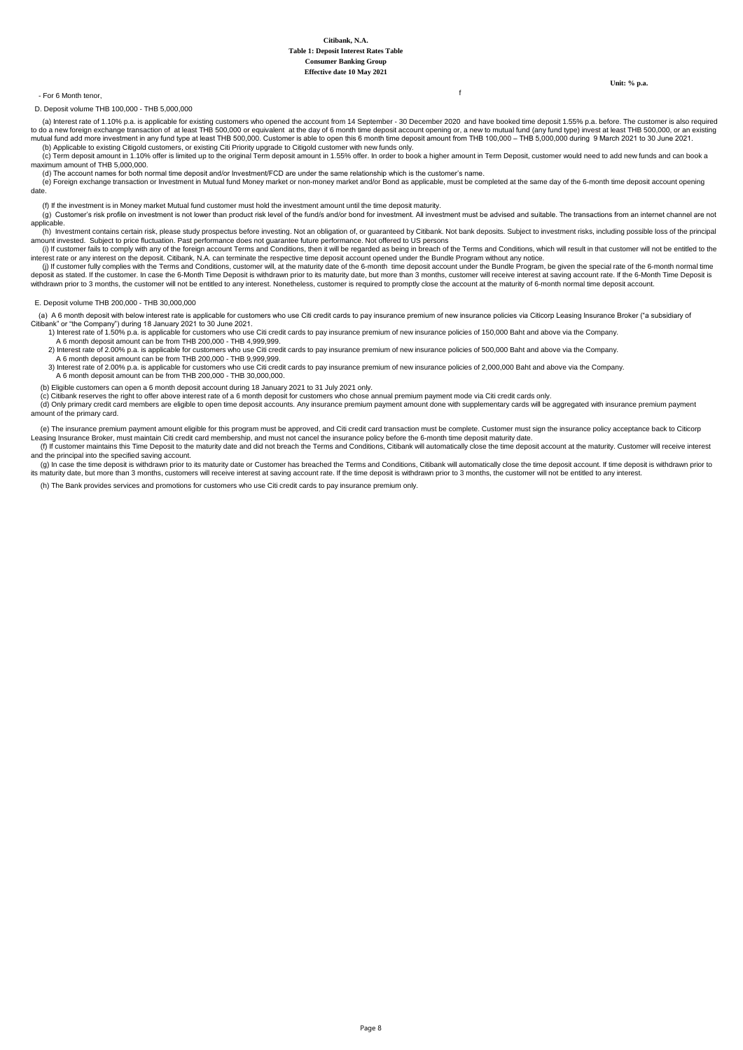**Citibank, N.A.**
**Table 1: Deposit Interest Rates Table**
**Consumer Banking Group**
**Effective date 10 May 2021**

**Unit: % p.a.**

- For 6 Month tenor,

f

D. Deposit volume THB 100,000 - THB 5,000,000

(a) Interest rate of 1.10% p.a. is applicable for existing customers who opened the account from 14 September - 30 December 2020 and have booked time deposit 1.55% p.a. before. The customer is also required to do a new foreign exchange transaction of at least THB 500,000 or equivalent at the day of 6 month time deposit account opening or, a new to mutual fund (any fund type) invest at least THB 500,000, or an existing mutual fund add more investment in any fund type at least THB 500,000. Customer is able to open this 6 month time deposit amount from THB 100,000 – THB 5,000,000 during 9 March 2021 to 30 June 2021.

(b) Applicable to existing Citigold customers, or existing Citi Priority upgrade to Citigold customer with new funds only.

(c) Term deposit amount in 1.10% offer is limited up to the original Term deposit amount in 1.55% offer. In order to book a higher amount in Term Deposit, customer would need to add new funds and can book a maximum amount of THB 5,000,000.

(d) The account names for both normal time deposit and/or Investment/FCD are under the same relationship which is the customer's name.

(e) Foreign exchange transaction or Investment in Mutual fund Money market or non-money market and/or Bond as applicable, must be completed at the same day of the 6-month time deposit account opening date.

(f) If the investment is in Money market Mutual fund customer must hold the investment amount until the time deposit maturity.

(g) Customer's risk profile on investment is not lower than product risk level of the fund/s and/or bond for investment. All investment must be advised and suitable. The transactions from an internet channel are not applicable.

(h) Investment contains certain risk, please study prospectus before investing. Not an obligation of, or guaranteed by Citibank. Not bank deposits. Subject to investment risks, including possible loss of the principal amount invested. Subject to price fluctuation. Past performance does not guarantee future performance. Not offered to US persons

(i) If customer fails to comply with any of the foreign account Terms and Conditions, then it will be regarded as being in breach of the Terms and Conditions, which will result in that customer will not be entitled to the interest rate or any interest on the deposit. Citibank, N.A. can terminate the respective time deposit account opened under the Bundle Program without any notice.

(j) If customer fully complies with the Terms and Conditions, customer will, at the maturity date of the 6-month time deposit account under the Bundle Program, be given the special rate of the 6-month normal time deposit as stated. If the customer. In case the 6-Month Time Deposit is withdrawn prior to its maturity date, but more than 3 months, customer will receive interest at saving account rate. If the 6-Month Time Deposit is withdrawn prior to 3 months, the customer will not be entitled to any interest. Nonetheless, customer is required to promptly close the account at the maturity of 6-month normal time deposit account.

E. Deposit volume THB 200,000 - THB 30,000,000

(a) A 6 month deposit with below interest rate is applicable for customers who use Citi credit cards to pay insurance premium of new insurance policies via Citicorp Leasing Insurance Broker ("a subsidiary of Citibank" or "the Company") during 18 January 2021 to 30 June 2021.

1) Interest rate of 1.50% p.a. is applicable for customers who use Citi credit cards to pay insurance premium of new insurance policies of 150,000 Baht and above via the Company.
   A 6 month deposit amount can be from THB 200,000 - THB 4,999,999.
2) Interest rate of 2.00% p.a. is applicable for customers who use Citi credit cards to pay insurance premium of new insurance policies of 500,000 Baht and above via the Company.
   A 6 month deposit amount can be from THB 200,000 - THB 9,999,999.
3) Interest rate of 2.00% p.a. is applicable for customers who use Citi credit cards to pay insurance premium of new insurance policies of 2,000,000 Baht and above via the Company.
   A 6 month deposit amount can be from THB 200,000 - THB 30,000,000.

(b) Eligible customers can open a 6 month deposit account during 18 January 2021 to 31 July 2021 only.

(c) Citibank reserves the right to offer above interest rate of a 6 month deposit for customers who chose annual premium payment mode via Citi credit cards only.

(d) Only primary credit card members are eligible to open time deposit accounts. Any insurance premium payment amount done with supplementary cards will be aggregated with insurance premium payment amount of the primary card.

(e) The insurance premium payment amount eligible for this program must be approved, and Citi credit card transaction must be complete. Customer must sign the insurance policy acceptance back to Citicorp Leasing Insurance Broker, must maintain Citi credit card membership, and must not cancel the insurance policy before the 6-month time deposit maturity date.

(f) If customer maintains this Time Deposit to the maturity date and did not breach the Terms and Conditions, Citibank will automatically close the time deposit account at the maturity. Customer will receive interest and the principal into the specified saving account.

(g) In case the time deposit is withdrawn prior to its maturity date or Customer has breached the Terms and Conditions, Citibank will automatically close the time deposit account. If time deposit is withdrawn prior to its maturity date, but more than 3 months, customers will receive interest at saving account rate. If the time deposit is withdrawn prior to 3 months, the customer will not be entitled to any interest.

(h) The Bank provides services and promotions for customers who use Citi credit cards to pay insurance premium only.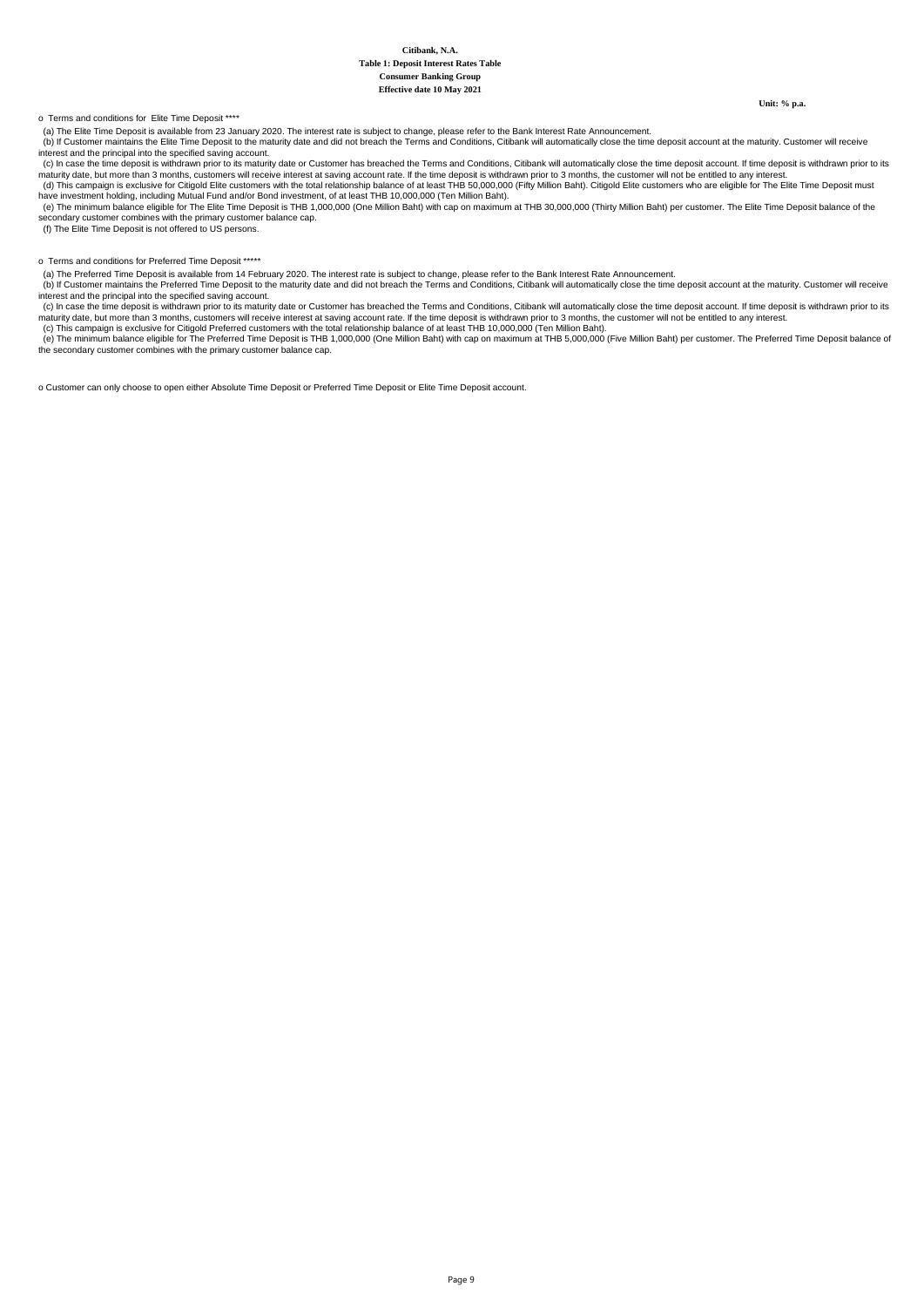**Citibank, N.A.**
**Table 1: Deposit Interest Rates Table**
**Consumer Banking Group**
**Effective date 10 May 2021**

**Unit: % p.a.**

o Terms and conditions for Elite Time Deposit ****

(a) The Elite Time Deposit is available from 23 January 2020. The interest rate is subject to change, please refer to the Bank Interest Rate Announcement.
(b) If Customer maintains the Elite Time Deposit to the maturity date and did not breach the Terms and Conditions, Citibank will automatically close the time deposit account at the maturity. Customer will receive interest and the principal into the specified saving account.
(c) In case the time deposit is withdrawn prior to its maturity date or Customer has breached the Terms and Conditions, Citibank will automatically close the time deposit account. If time deposit is withdrawn prior to its maturity date, but more than 3 months, customers will receive interest at saving account rate. If the time deposit is withdrawn prior to 3 months, the customer will not be entitled to any interest.
(d) This campaign is exclusive for Citigold Elite customers with the total relationship balance of at least THB 50,000,000 (Fifty Million Baht). Citigold Elite customers who are eligible for The Elite Time Deposit must have investment holding, including Mutual Fund and/or Bond investment, of at least THB 10,000,000 (Ten Million Baht).
(e) The minimum balance eligible for The Elite Time Deposit is THB 1,000,000 (One Million Baht) with cap on maximum at THB 30,000,000 (Thirty Million Baht) per customer. The Elite Time Deposit balance of the secondary customer combines with the primary customer balance cap.
(f) The Elite Time Deposit is not offered to US persons.

o Terms and conditions for Preferred Time Deposit *****

(a) The Preferred Time Deposit is available from 14 February 2020. The interest rate is subject to change, please refer to the Bank Interest Rate Announcement.
(b) If Customer maintains the Preferred Time Deposit to the maturity date and did not breach the Terms and Conditions, Citibank will automatically close the time deposit account at the maturity. Customer will receive interest and the principal into the specified saving account.
(c) In case the time deposit is withdrawn prior to its maturity date or Customer has breached the Terms and Conditions, Citibank will automatically close the time deposit account. If time deposit is withdrawn prior to its maturity date, but more than 3 months, customers will receive interest at saving account rate. If the time deposit is withdrawn prior to 3 months, the customer will not be entitled to any interest.
(c) This campaign is exclusive for Citigold Preferred customers with the total relationship balance of at least THB 10,000,000 (Ten Million Baht).
(e) The minimum balance eligible for The Preferred Time Deposit is THB 1,000,000 (One Million Baht) with cap on maximum at THB 5,000,000 (Five Million Baht) per customer. The Preferred Time Deposit balance of the secondary customer combines with the primary customer balance cap.

o Customer can only choose to open either Absolute Time Deposit or Preferred Time Deposit or Elite Time Deposit account.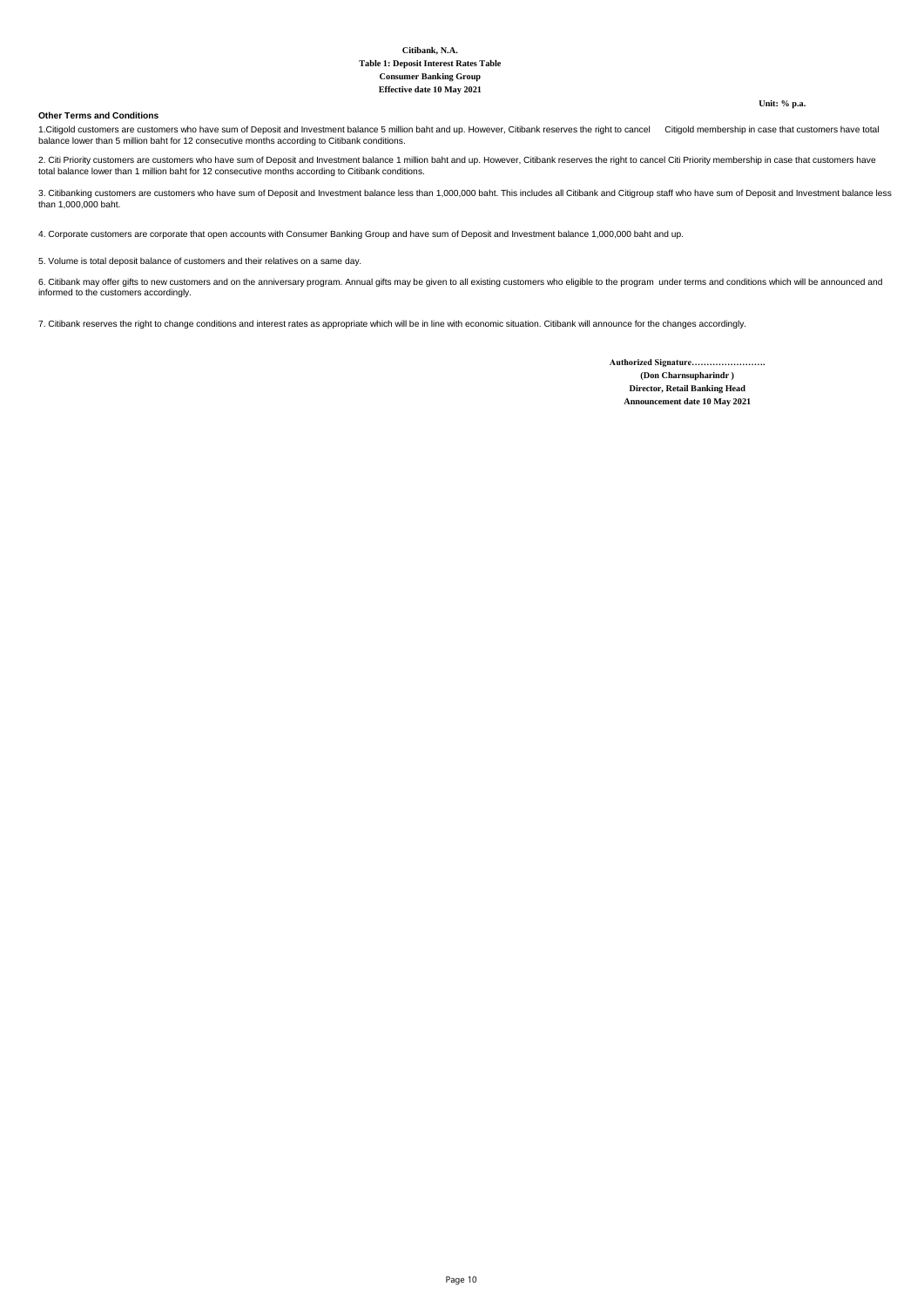**Citibank, N.A.**

**Table 1: Deposit Interest Rates Table**

**Consumer Banking Group**

**Effective date 10 May 2021**

**Unit: % p.a.**

**Other Terms and Conditions**

1.Citigold customers are customers who have sum of Deposit and Investment balance 5 million baht and up. However, Citibank reserves the right to cancel Citigold membership in case that customers have total balance lower than 5 million baht for 12 consecutive months according to Citibank conditions.

2. Citi Priority customers are customers who have sum of Deposit and Investment balance 1 million baht and up. However, Citibank reserves the right to cancel Citi Priority membership in case that customers have total balance lower than 1 million baht for 12 consecutive months according to Citibank conditions.

3. Citibanking customers are customers who have sum of Deposit and Investment balance less than 1,000,000 baht. This includes all Citibank and Citigroup staff who have sum of Deposit and Investment balance less than 1,000,000 baht.

4. Corporate customers are corporate that open accounts with Consumer Banking Group and have sum of Deposit and Investment balance 1,000,000 baht and up.

5. Volume is total deposit balance of customers and their relatives on a same day.

6. Citibank may offer gifts to new customers and on the anniversary program. Annual gifts may be given to all existing customers who eligible to the program under terms and conditions which will be announced and informed to the customers accordingly.

7. Citibank reserves the right to change conditions and interest rates as appropriate which will be in line with economic situation. Citibank will announce for the changes accordingly.

**Authorized Signature…………………….**

**(Don Charnsupharindr )**

**Director, Retail Banking Head**

**Announcement date 10 May 2021**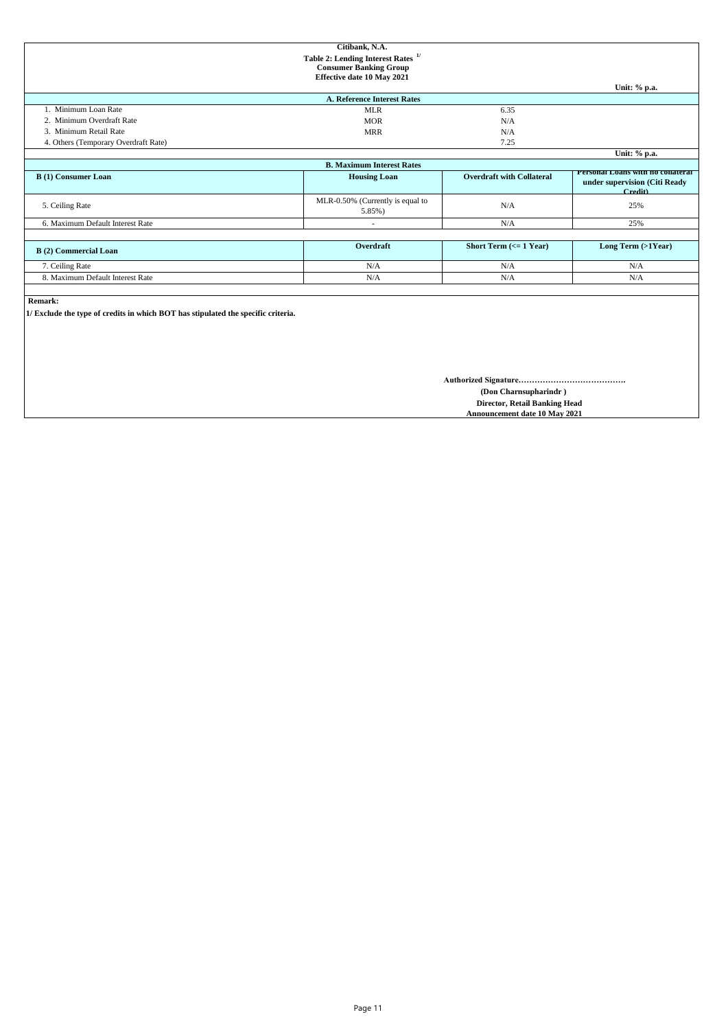**Citibank, N.A.**

**Table 2: Lending Interest Rates [1/]**

**Consumer Banking Group**

**Effective date 10 May 2021**

Unit: % p.a.

| A. Reference Interest Rates | | |
|---|---|---|
| 1. Minimum Loan Rate | MLR | 6.35 |
| 2. Minimum Overdraft Rate | MOR | N/A |
| 3. Minimum Retail Rate | MRR | N/A |
| 4. Others (Temporary Overdraft Rate) | | 7.25 |

Unit: % p.a.

**B. Maximum Interest Rates**

| B (1) Consumer Loan | Housing Loan | Overdraft with Collateral | Personal Loans with no collateral under supervision (Citi Ready Credit) |
|---|---|---|---|
| 5. Ceiling Rate | MLR-0.50% (Currently is equal to 5.85%) | N/A | 25% |
| 6. Maximum Default Interest Rate | - | N/A | 25% |

| B (2) Commercial Loan | Overdraft | Short Term (<= 1 Year) | Long Term (>1Year) |
|---|---|---|---|
| 7. Ceiling Rate | N/A | N/A | N/A |
| 8. Maximum Default Interest Rate | N/A | N/A | N/A |

**Remark:**

**1/ Exclude the type of credits in which BOT has stipulated the specific criteria.**

**Authorized Signature………………………………….**

**(Don Charnsupharindr )**

**Director, Retail Banking Head**

**Announcement date 10 May 2021**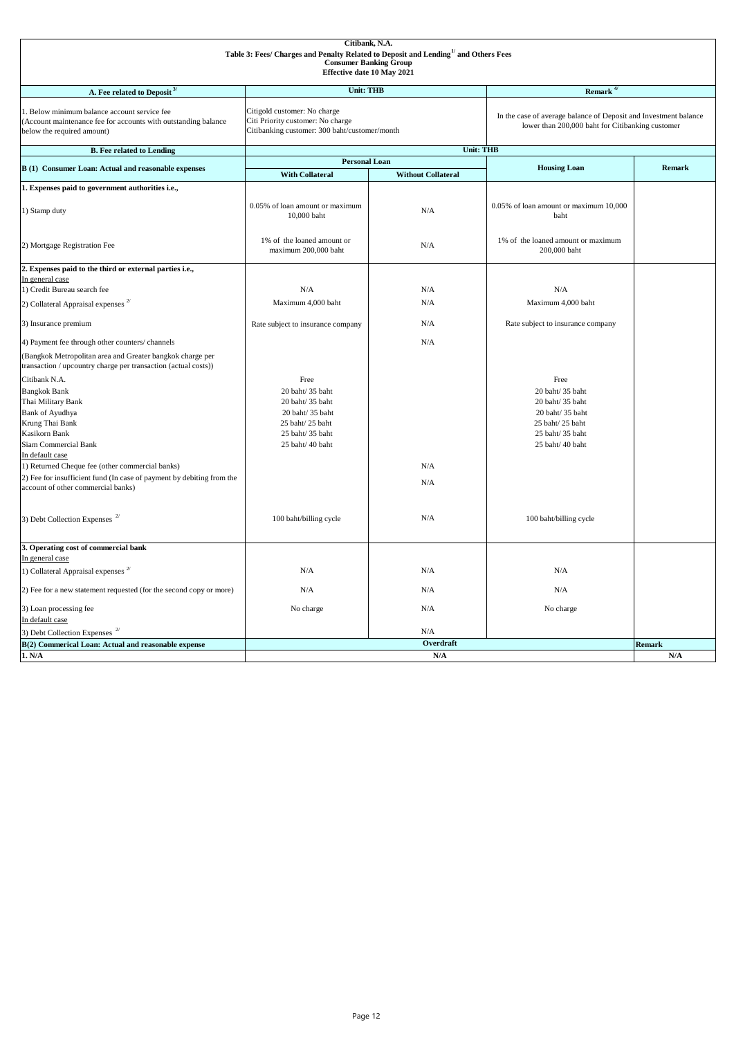**Citibank, N.A.**

**Table 3: Fees/ Charges and Penalty Related to Deposit and Lending[1/] and Others Fees**

**Consumer Banking Group**

**Effective date 10 May 2021**

| A. Fee related to Deposit [3/] | Unit: THB | Remark [4/] |
|---|---|---|
| 1. Below minimum balance account service fee (Account maintenance fee for accounts with outstanding balance below the required amount) | Citigold customer: No charge<br>Citi Priority customer: No charge<br>Citibanking customer: 300 baht/customer/month | In the case of average balance of Deposit and Investment balance lower than 200,000 baht for Citibanking customer |

| B. Fee related to Lending | Unit: THB | | | |
|---|---|---|---|---|
| B (1) Consumer Loan: Actual and reasonable expenses | Personal Loan | | Housing Loan | Remark |
| | With Collateral | Without Collateral | | |
| **1. Expenses paid to government authorities i.e.,** | | | | |
| 1) Stamp duty | 0.05% of loan amount or maximum 10,000 baht | N/A | 0.05% of loan amount or maximum 10,000 baht | |
| 2) Mortgage Registration Fee | 1% of the loaned amount or maximum 200,000 baht | N/A | 1% of the loaned amount or maximum 200,000 baht | |
| **2. Expenses paid to the third or external parties i.e.,** | | | | |
| In general case | | | | |
| 1) Credit Bureau search fee | N/A | N/A | N/A | |
| 2) Collateral Appraisal expenses [2/] | Maximum 4,000 baht | N/A | Maximum 4,000 baht | |
| 3) Insurance premium | Rate subject to insurance company | N/A | Rate subject to insurance company | |
| 4) Payment fee through other counters/ channels | | N/A | | |
| (Bangkok Metropolitan area and Greater bangkok charge per transaction / upcountry charge per transaction (actual costs)) | | | | |
| Citibank N.A. | Free | | Free | |
| Bangkok Bank | 20 baht/ 35 baht | | 20 baht/ 35 baht | |
| Thai Military Bank | 20 baht/ 35 baht | | 20 baht/ 35 baht | |
| Bank of Ayudhya | 20 baht/ 35 baht | | 20 baht/ 35 baht | |
| Krung Thai Bank | 25 baht/ 25 baht | | 25 baht/ 25 baht | |
| Kasikorn Bank | 25 baht/ 35 baht | | 25 baht/ 35 baht | |
| Siam Commercial Bank | 25 baht/ 40 baht | | 25 baht/ 40 baht | |
| In default case | | | | |
| 1) Returned Cheque fee (other commercial banks) | | N/A | | |
| 2) Fee for insufficient fund (In case of payment by debiting from the account of other commercial banks) | | N/A | | |
| 3) Debt Collection Expenses [2/] | 100 baht/billing cycle | N/A | 100 baht/billing cycle | |
| **3. Operating cost of commercial bank** | | | | |
| In general case | | | | |
| 1) Collateral Appraisal expenses [2/] | N/A | N/A | N/A | |
| 2) Fee for a new statement requested (for the second copy or more) | N/A | N/A | N/A | |
| 3) Loan processing fee | No charge | N/A | No charge | |
| In default case | | | | |
| 3) Debt Collection Expenses [2/] | | N/A | | |
| **B(2) Commerical Loan: Actual and reasonable expense** | **Overdraft** | | | **Remark** |
| **1. N/A** | **N/A** | | | **N/A** |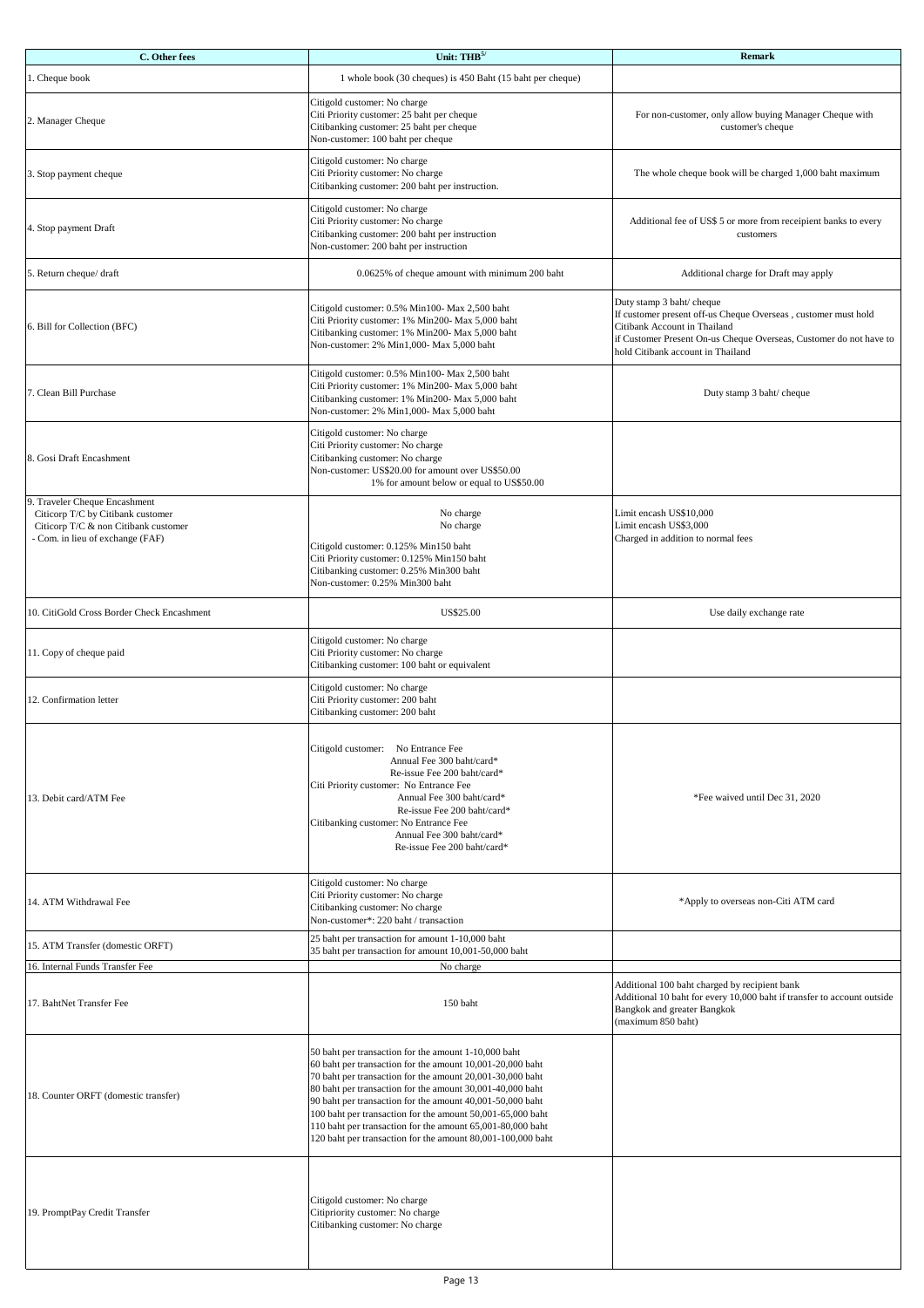| C. Other fees | Unit: THB[5/] | Remark |
|---|---|---|
| 1. Cheque book | 1 whole book (30 cheques) is 450 Baht (15 baht per cheque) | |
| 2. Manager Cheque | Citigold customer: No charge<br>Citi Priority customer: 25 baht per cheque<br>Citibanking customer: 25 baht per cheque<br>Non-customer: 100 baht per cheque | For non-customer, only allow buying Manager Cheque with customer's cheque |
| 3. Stop payment cheque | Citigold customer: No charge<br>Citi Priority customer: No charge<br>Citibanking customer: 200 baht per instruction. | The whole cheque book will be charged 1,000 baht maximum |
| 4. Stop payment Draft | Citigold customer: No charge<br>Citi Priority customer: No charge<br>Citibanking customer: 200 baht per instruction<br>Non-customer: 200 baht per instruction | Additional fee of US$ 5 or more from receipient banks to every customers |
| 5. Return cheque/ draft | 0.0625% of cheque amount with minimum 200 baht | Additional charge for Draft may apply |
| 6. Bill for Collection (BFC) | Citigold customer: 0.5% Min100- Max 2,500 baht<br>Citi Priority customer: 1% Min200- Max 5,000 baht<br>Citibanking customer: 1% Min200- Max 5,000 baht<br>Non-customer: 2% Min1,000- Max 5,000 baht | Duty stamp 3 baht/ cheque<br>If customer present off-us Cheque Overseas , customer must hold Citibank Account in Thailand<br>if Customer Present On-us Cheque Overseas, Customer do not have to hold Citibank account in Thailand |
| 7. Clean Bill Purchase | Citigold customer: 0.5% Min100- Max 2,500 baht<br>Citi Priority customer: 1% Min200- Max 5,000 baht<br>Citibanking customer: 1% Min200- Max 5,000 baht<br>Non-customer: 2% Min1,000- Max 5,000 baht | Duty stamp 3 baht/ cheque |
| 8. Gosi Draft Encashment | Citigold customer: No charge<br>Citi Priority customer: No charge<br>Citibanking customer: No charge<br>Non-customer: US$20.00 for amount over US$50.00<br>1% for amount below or equal to US$50.00 | |
| 9. Traveler Cheque Encashment<br>Citicorp T/C by Citibank customer<br>Citicorp T/C & non Citibank customer<br>- Com. in lieu of exchange (FAF) | No charge<br>No charge<br>Citigold customer: 0.125% Min150 baht<br>Citi Priority customer: 0.125% Min150 baht<br>Citibanking customer: 0.25% Min300 baht<br>Non-customer: 0.25% Min300 baht | Limit encash US$10,000<br>Limit encash US$3,000<br>Charged in addition to normal fees |
| 10. CitiGold Cross Border Check Encashment | US$25.00 | Use daily exchange rate |
| 11. Copy of cheque paid | Citigold customer: No charge<br>Citi Priority customer: No charge<br>Citibanking customer: 100 baht or equivalent | |
| 12. Confirmation letter | Citigold customer: No charge<br>Citi Priority customer: 200 baht<br>Citibanking customer: 200 baht | |
| 13. Debit card/ATM Fee | Citigold customer: No Entrance Fee<br>Annual Fee 300 baht/card*<br>Re-issue Fee 200 baht/card*<br>Citi Priority customer: No Entrance Fee<br>Annual Fee 300 baht/card*<br>Re-issue Fee 200 baht/card*<br>Citibanking customer: No Entrance Fee<br>Annual Fee 300 baht/card*<br>Re-issue Fee 200 baht/card* | *Fee waived until Dec 31, 2020 |
| 14. ATM Withdrawal Fee | Citigold customer: No charge<br>Citi Priority customer: No charge<br>Citibanking customer: No charge<br>Non-customer*: 220 baht / transaction | *Apply to overseas non-Citi ATM card |
| 15. ATM Transfer (domestic ORFT) | 25 baht per transaction for amount 1-10,000 baht<br>35 baht per transaction for amount 10,001-50,000 baht | |
| 16. Internal Funds Transfer Fee | No charge | |
| 17. BahtNet Transfer Fee | 150 baht | Additional 100 baht charged by recipient bank<br>Additional 10 baht for every 10,000 baht if transfer to account outside Bangkok and greater Bangkok<br>(maximum 850 baht) |
| 18. Counter ORFT (domestic transfer) | 50 baht per transaction for the amount 1-10,000 baht<br>60 baht per transaction for the amount 10,001-20,000 baht<br>70 baht per transaction for the amount 20,001-30,000 baht<br>80 baht per transaction for the amount 30,001-40,000 baht<br>90 baht per transaction for the amount 40,001-50,000 baht<br>100 baht per transaction for the amount 50,001-65,000 baht<br>110 baht per transaction for the amount 65,001-80,000 baht<br>120 baht per transaction for the amount 80,001-100,000 baht | |
| 19. PromptPay Credit Transfer | Citigold customer: No charge<br>Citipriority customer: No charge<br>Citibanking customer: No charge | |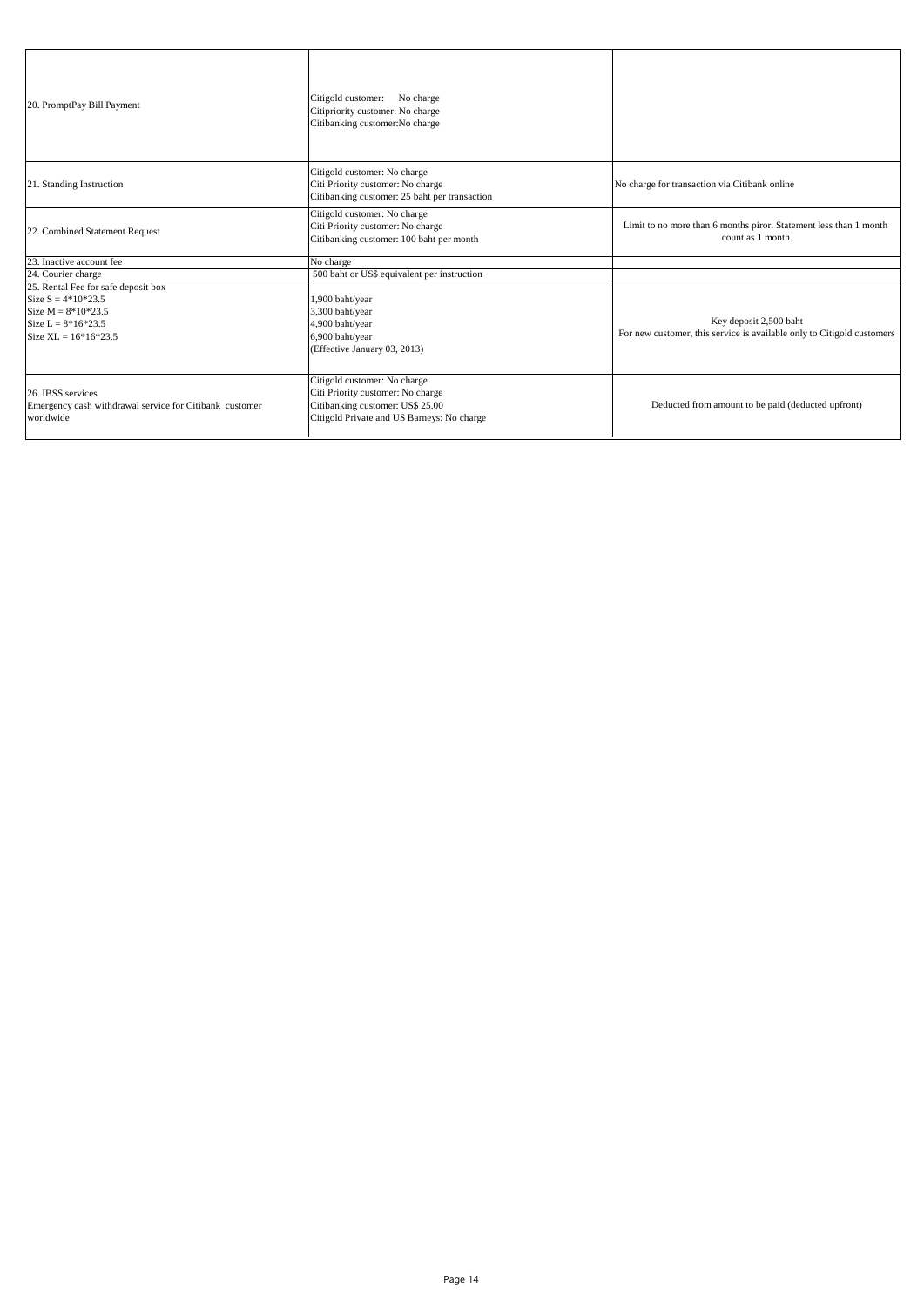| | | |
|---|---|---|
| 20. PromptPay Bill Payment | Citigold customer: No charge<br>Citipriority customer: No charge<br>Citibanking customer:No charge | |
| 21. Standing Instruction | Citigold customer: No charge<br>Citi Priority customer: No charge<br>Citibanking customer: 25 baht per transaction | No charge for transaction via Citibank online |
| 22. Combined Statement Request | Citigold customer: No charge<br>Citi Priority customer: No charge<br>Citibanking customer: 100 baht per month | Limit to no more than 6 months piror. Statement less than 1 month count as 1 month. |
| 23. Inactive account fee | No charge | |
| 24. Courier charge | 500 baht or US$ equivalent per instruction | |
| 25. Rental Fee for safe deposit box<br>Size S = 4*10*23.5<br>Size M = 8*10*23.5<br>Size L = 8*16*23.5<br>Size XL = 16*16*23.5 | 1,900 baht/year<br>3,300 baht/year<br>4,900 baht/year<br>6,900 baht/year<br>(Effective January 03, 2013) | Key deposit 2,500 baht<br>For new customer, this service is available only to Citigold customers |
| 26. IBSS services<br>Emergency cash withdrawal service for Citibank customer worldwide | Citigold customer: No charge<br>Citi Priority customer: No charge<br>Citibanking customer: US$ 25.00<br>Citigold Private and US Barneys: No charge | Deducted from amount to be paid (deducted upfront) |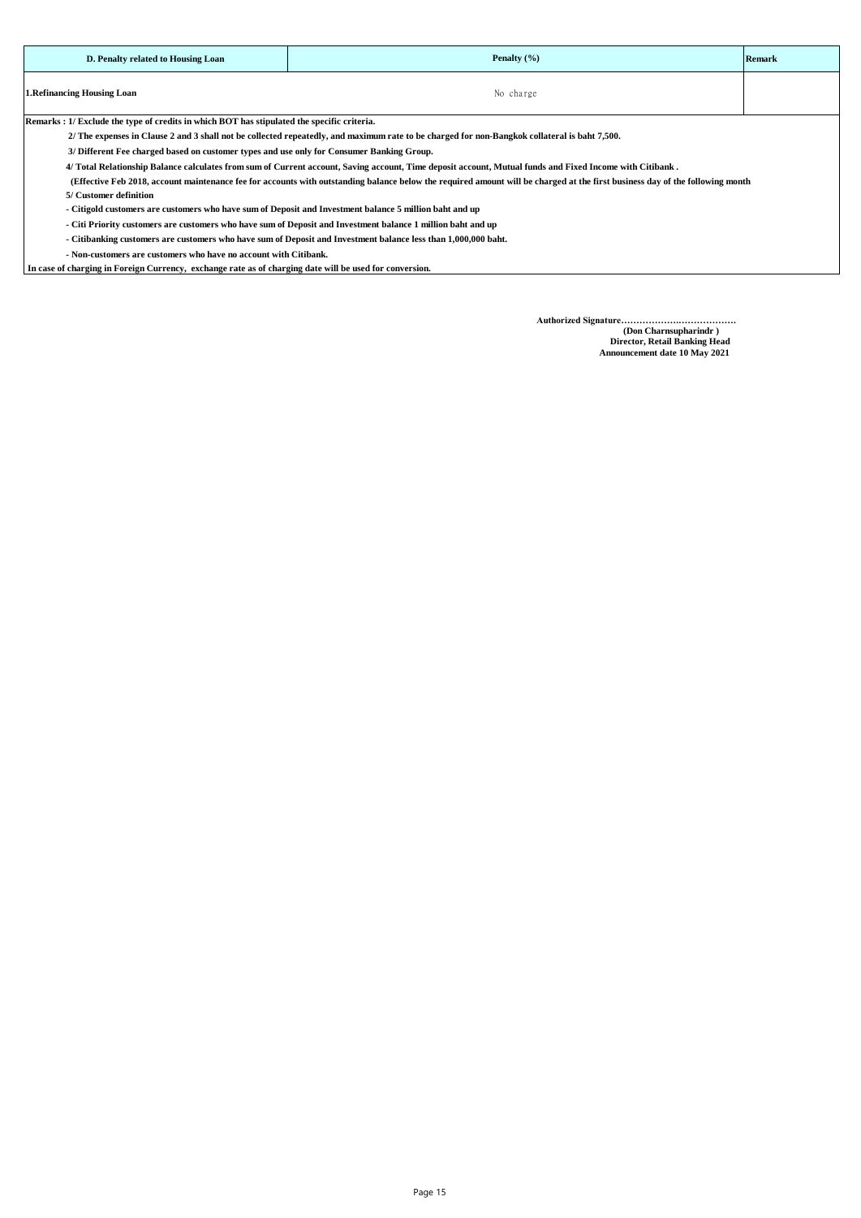| D. Penalty related to Housing Loan | Penalty (%) | Remark |
|---|---|---|
| **1.Refinancing Housing Loan** | No charge | |

**Remarks : 1/ Exclude the type of credits in which BOT has stipulated the specific criteria.**

**2/ The expenses in Clause 2 and 3 shall not be collected repeatedly, and maximum rate to be charged for non-Bangkok collateral is baht 7,500.**

**3/ Different Fee charged based on customer types and use only for Consumer Banking Group.**

**4/ Total Relationship Balance calculates from sum of Current account, Saving account, Time deposit account, Mutual funds and Fixed Income with Citibank .**

**(Effective Feb 2018, account maintenance fee for accounts with outstanding balance below the required amount will be charged at the first business day of the following month**

**5/ Customer definition**

**- Citigold customers are customers who have sum of Deposit and Investment balance 5 million baht and up**

**- Citi Priority customers are customers who have sum of Deposit and Investment balance 1 million baht and up**

**- Citibanking customers are customers who have sum of Deposit and Investment balance less than 1,000,000 baht.**

**- Non-customers are customers who have no account with Citibank.**

**In case of charging in Foreign Currency, exchange rate as of charging date will be used for conversion.**

**Authorized Signature……………………………………**
**(Don Charnsupharindr )**
**Director, Retail Banking Head**
**Announcement date 10 May 2021**